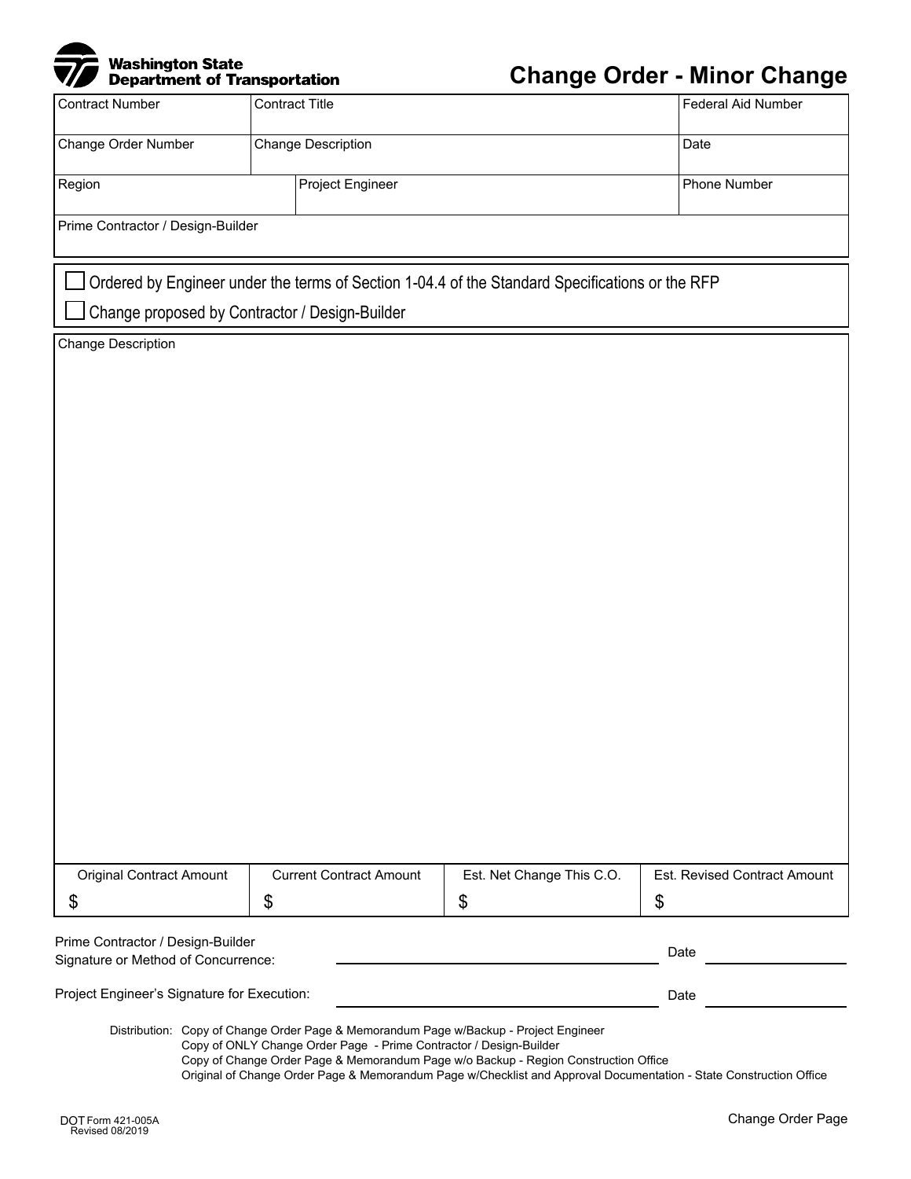Washington State Department of Transportation

# Change Order - Minor Change

| Contract Number | Contract Title | Federal Aid Number |
|---|---|---|
| Change Order Number | Change Description | Date |
| Region | Project Engineer | Phone Number |

Prime Contractor / Design-Builder

☐ Ordered by Engineer under the terms of Section 1-04.4 of the Standard Specifications or the RFP

☐ Change proposed by Contractor / Design-Builder

Change Description

| Original Contract Amount | Current Contract Amount | Est. Net Change This C.O. | Est. Revised Contract Amount |
|---|---|---|---|
| $ | $ | $ | $ |

Prime Contractor / Design-Builder Signature or Method of Concurrence: ______________________ Date ____________

Project Engineer's Signature for Execution: ______________________ Date ____________

Distribution: Copy of Change Order Page & Memorandum Page w/Backup - Project Engineer
Copy of ONLY Change Order Page - Prime Contractor / Design-Builder
Copy of Change Order Page & Memorandum Page w/o Backup - Region Construction Office
Original of Change Order Page & Memorandum Page w/Checklist and Approval Documentation - State Construction Office

DOT Form 421-005A
Revised 08/2019

Change Order Page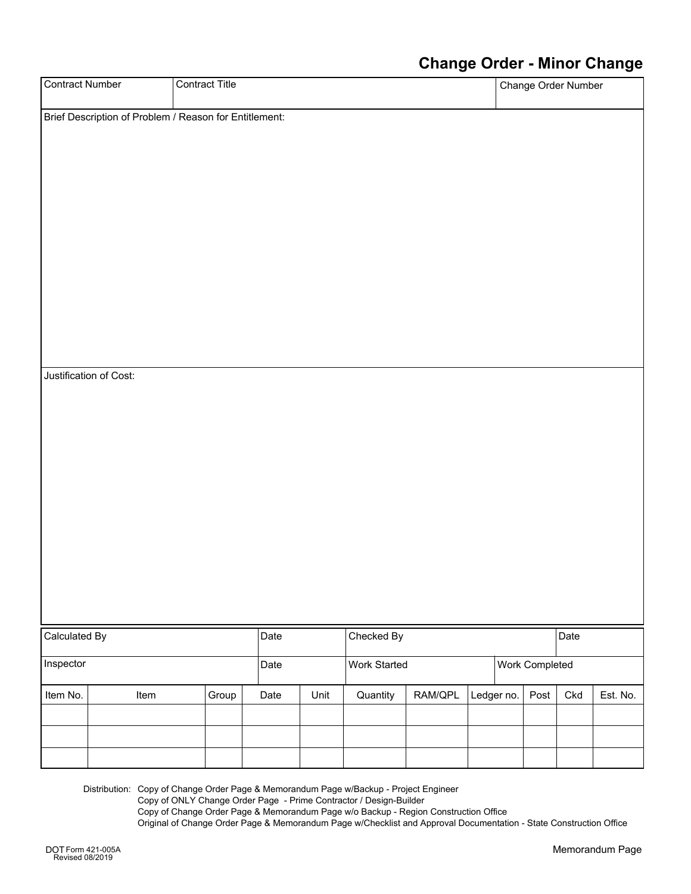# Change Order - Minor Change

| Contract Number | Contract Title | Change Order Number |
|---|---|---|
| | | |

Brief Description of Problem / Reason for Entitlement:

Justification of Cost:

| Calculated By | Date | Checked By | Date |
|---|---|---|---|
| | | | |

| Inspector | Date | Work Started | Work Completed |
|---|---|---|---|
| | | | |

| Item No. | Item | Group | Date | Unit | Quantity | RAM/QPL | Ledger no. | Post | Ckd | Est. No. |
|---|---|---|---|---|---|---|---|---|---|---|
| | | | | | | | | | | |
| | | | | | | | | | | |
| | | | | | | | | | | |

Distribution: Copy of Change Order Page & Memorandum Page w/Backup - Project Engineer
Copy of ONLY Change Order Page - Prime Contractor / Design-Builder
Copy of Change Order Page & Memorandum Page w/o Backup - Region Construction Office
Original of Change Order Page & Memorandum Page w/Checklist and Approval Documentation - State Construction Office

DOT Form 421-005A
Revised 08/2019

Memorandum Page